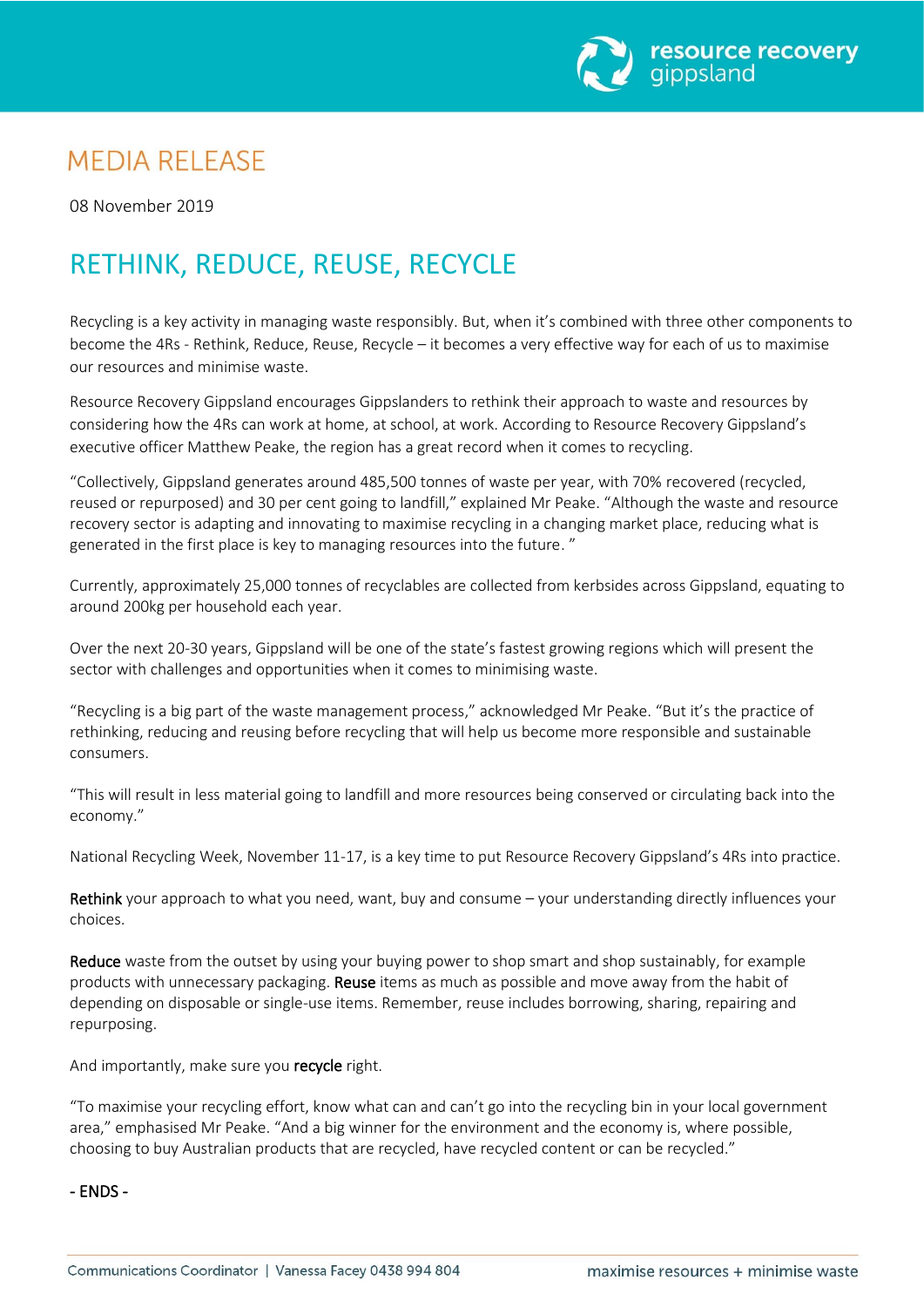# MEDIA RELEASE

08 November 2019

## RETHINK, REDUCE, REUSE, RECYCLE

Recycling is a key activity in managing waste responsibly. But, when it's combined with three other components to become the 4Rs - Rethink, Reduce, Reuse, Recycle – it becomes a very effective way for each of us to maximise our resources and minimise waste.

Resource Recovery Gippsland encourages Gippslanders to rethink their approach to waste and resources by considering how the 4Rs can work at home, at school, at work. According to Resource Recovery Gippsland's executive officer Matthew Peake, the region has a great record when it comes to recycling.

"Collectively, Gippsland generates around 485,500 tonnes of waste per year, with 70% recovered (recycled, reused or repurposed) and 30 per cent going to landfill," explained Mr Peake. "Although the waste and resource recovery sector is adapting and innovating to maximise recycling in a changing market place, reducing what is generated in the first place is key to managing resources into the future. "

Currently, approximately 25,000 tonnes of recyclables are collected from kerbsides across Gippsland, equating to around 200kg per household each year.

Over the next 20-30 years, Gippsland will be one of the state's fastest growing regions which will present the sector with challenges and opportunities when it comes to minimising waste.

"Recycling is a big part of the waste management process," acknowledged Mr Peake. "But it's the practice of rethinking, reducing and reusing before recycling that will help us become more responsible and sustainable consumers.

"This will result in less material going to landfill and more resources being conserved or circulating back into the economy."

National Recycling Week, November 11-17, is a key time to put Resource Recovery Gippsland's 4Rs into practice.

**Rethink** your approach to what you need, want, buy and consume – your understanding directly influences your choices.

**Reduce** waste from the outset by using your buying power to shop smart and shop sustainably, for example products with unnecessary packaging. **Reuse** items as much as possible and move away from the habit of depending on disposable or single-use items. Remember, reuse includes borrowing, sharing, repairing and repurposing.

And importantly, make sure you **recycle** right.

"To maximise your recycling effort, know what can and can't go into the recycling bin in your local government area," emphasised Mr Peake. "And a big winner for the environment and the economy is, where possible, choosing to buy Australian products that are recycled, have recycled content or can be recycled."

- ENDS -

Communications Coordinator | Vanessa Facey 0438 994 804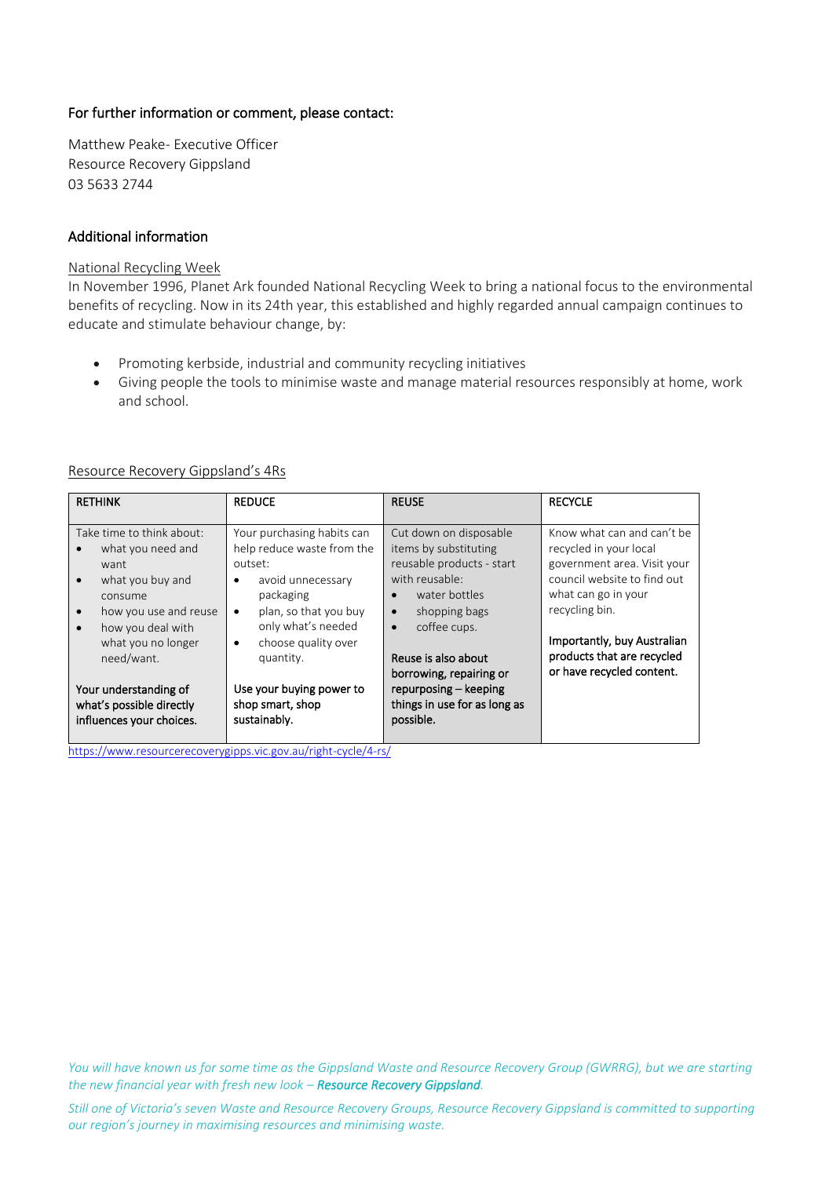**For further information or comment, please contact:**

Matthew Peake- Executive Officer
Resource Recovery Gippsland
03 5633 2744

**Additional information**

National Recycling Week

In November 1996, Planet Ark founded National Recycling Week to bring a national focus to the environmental benefits of recycling. Now in its 24th year, this established and highly regarded annual campaign continues to educate and stimulate behaviour change, by:

- Promoting kerbside, industrial and community recycling initiatives
- Giving people the tools to minimise waste and manage material resources responsibly at home, work and school.

Resource Recovery Gippsland's 4Rs

| RETHINK | REDUCE | REUSE | RECYCLE |
|---|---|---|---|
| Take time to think about:<br>• what you need and want<br>• what you buy and consume<br>• how you use and reuse<br>• how you deal with what you no longer need/want.<br><br>**Your understanding of what's possible directly influences your choices.** | Your purchasing habits can help reduce waste from the outset:<br>• avoid unnecessary packaging<br>• plan, so that you buy only what's needed<br>• choose quality over quantity.<br><br>**Use your buying power to shop smart, shop sustainably.** | Cut down on disposable items by substituting reusable products - start with reusable:<br>• water bottles<br>• shopping bags<br>• coffee cups.<br><br>**Reuse is also about borrowing, repairing or repurposing – keeping things in use for as long as possible.** | Know what can and can't be recycled in your local government area. Visit your council website to find out what can go in your recycling bin.<br><br>**Importantly, buy Australian products that are recycled or have recycled content.** |

https://www.resourcerecoverygipps.vic.gov.au/right-cycle/4-rs/

*You will have known us for some time as the Gippsland Waste and Resource Recovery Group (GWRRG), but we are starting the new financial year with fresh new look – **Resource Recovery Gippsland**.*

*Still one of Victoria's seven Waste and Resource Recovery Groups, Resource Recovery Gippsland is committed to supporting our region's journey in maximising resources and minimising waste.*